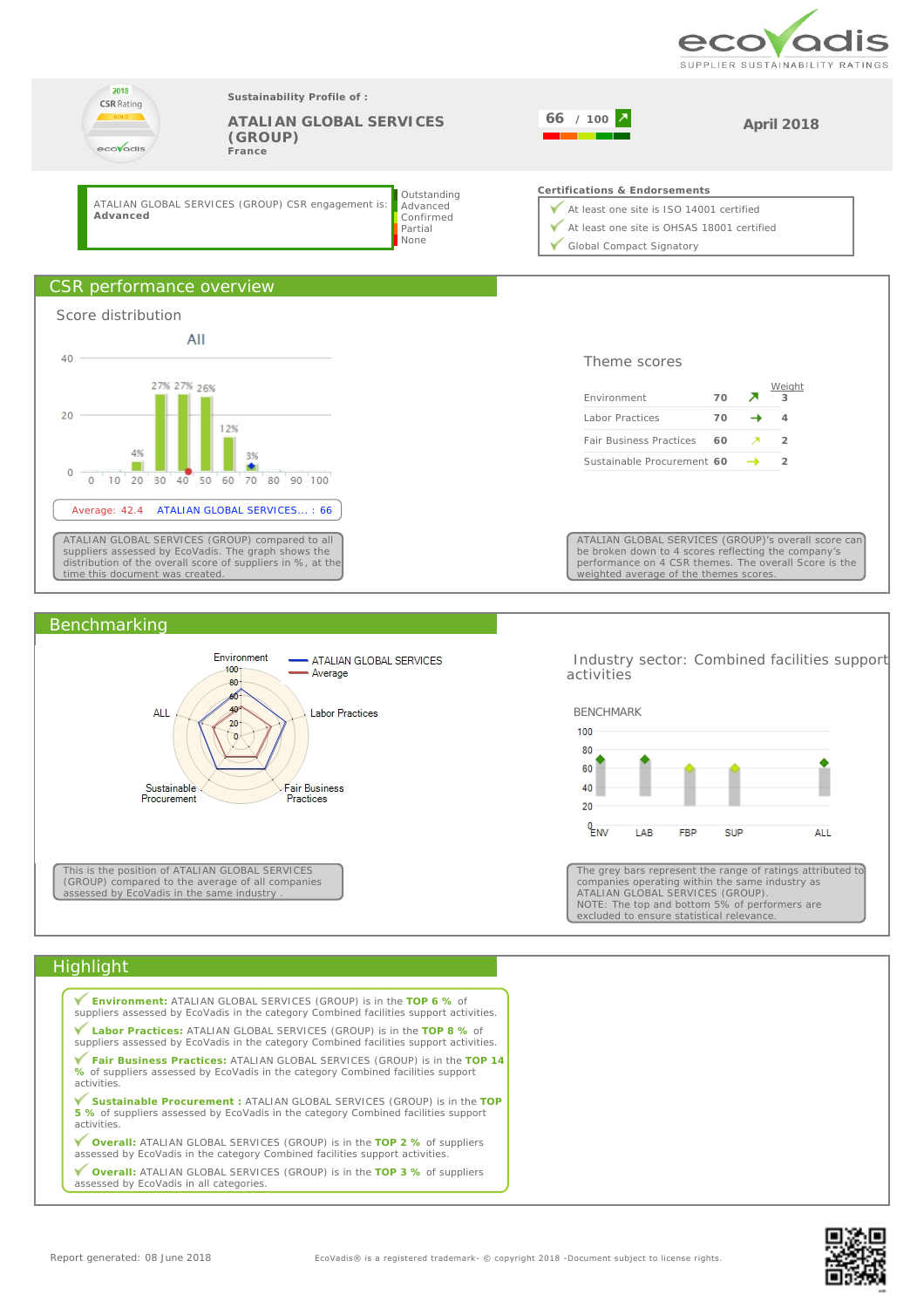ecovadis
SUPPLIER SUSTAINABILITY RATINGS

2018 CSR Rating GOLD

Sustainability Profile of :

# ATALIAN GLOBAL SERVICES (GROUP)

France

**66** / 100

**April 2018**

ATALIAN GLOBAL SERVICES (GROUP) CSR engagement is: **Advanced**

Outstanding
Advanced
Confirmed
Partial
None

**Certifications & Endorsements**

- At least one site is ISO 14001 certified
- At least one site is OHSAS 18001 certified
- Global Compact Signatory

## CSR performance overview

### Score distribution

All

Average: 42.4 ATALIAN GLOBAL SERVICES... : 66

ATALIAN GLOBAL SERVICES (GROUP) compared to all suppliers assessed by EcoVadis. The graph shows the distribution of the overall score of suppliers in %, at the time this document was created.

### Theme scores

| Theme | Score | Trend | Weight |
|---|---|---|---|
| Environment | 70 | ↗ | 3 |
| Labor Practices | 70 | → | 4 |
| Fair Business Practices | 60 | ↗ | 2 |
| Sustainable Procurement | 60 | → | 2 |

ATALIAN GLOBAL SERVICES (GROUP)'s overall score can be broken down to 4 scores reflecting the company's performance on 4 CSR themes. The overall Score is the weighted average of the themes scores.

## Benchmarking

This is the position of ATALIAN GLOBAL SERVICES (GROUP) compared to the average of all companies assessed by EcoVadis in the same industry .

Industry sector: Combined facilities support activities

BENCHMARK

The grey bars represent the range of ratings attributed to companies operating within the same industry as ATALIAN GLOBAL SERVICES (GROUP).
NOTE: The top and bottom 5% of performers are excluded to ensure statistical relevance.

## Highlight

- **Environment:** ATALIAN GLOBAL SERVICES (GROUP) is in the **TOP 6 %** of suppliers assessed by EcoVadis in the category Combined facilities support activities.
- **Labor Practices:** ATALIAN GLOBAL SERVICES (GROUP) is in the **TOP 8 %** of suppliers assessed by EcoVadis in the category Combined facilities support activities.
- **Fair Business Practices:** ATALIAN GLOBAL SERVICES (GROUP) is in the **TOP 14 %** of suppliers assessed by EcoVadis in the category Combined facilities support activities.
- **Sustainable Procurement :** ATALIAN GLOBAL SERVICES (GROUP) is in the **TOP 5 %** of suppliers assessed by EcoVadis in the category Combined facilities support activities.
- **Overall:** ATALIAN GLOBAL SERVICES (GROUP) is in the **TOP 2 %** of suppliers assessed by EcoVadis in the category Combined facilities support activities.
- **Overall:** ATALIAN GLOBAL SERVICES (GROUP) is in the **TOP 3 %** of suppliers assessed by EcoVadis in all categories.

Report generated: 08 June 2018

EcoVadis® is a registered trademark- © copyright 2018 -Document subject to license rights.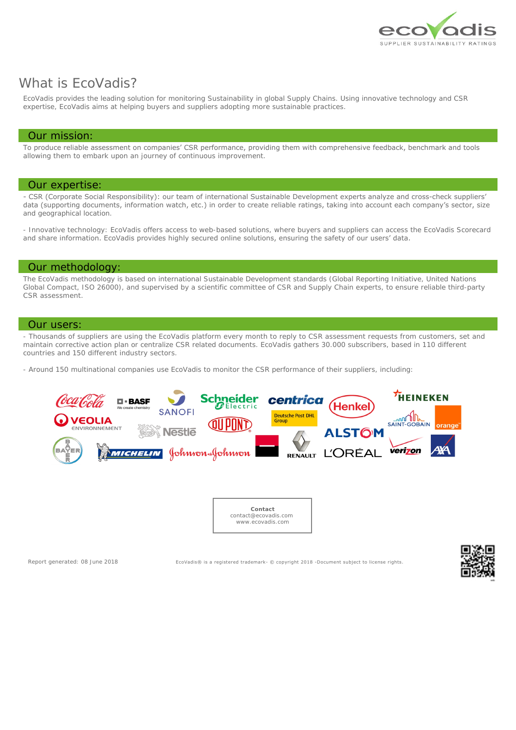# What is EcoVadis?

EcoVadis provides the leading solution for monitoring Sustainability in global Supply Chains. Using innovative technology and CSR expertise, EcoVadis aims at helping buyers and suppliers adopting more sustainable practices.

## Our mission:

To produce reliable assessment on companies' CSR performance, providing them with comprehensive feedback, benchmark and tools allowing them to embark upon an journey of continuous improvement.

## Our expertise:

- CSR (Corporate Social Responsibility): our team of international Sustainable Development experts analyze and cross-check suppliers' data (supporting documents, information watch, etc.) in order to create reliable ratings, taking into account each company's sector, size and geographical location.

- Innovative technology: EcoVadis offers access to web-based solutions, where buyers and suppliers can access the EcoVadis Scorecard and share information. EcoVadis provides highly secured online solutions, ensuring the safety of our users' data.

## Our methodology:

The EcoVadis methodology is based on international Sustainable Development standards (Global Reporting Initiative, United Nations Global Compact, ISO 26000), and supervised by a scientific committee of CSR and Supply Chain experts, to ensure reliable third-party CSR assessment.

## Our users:

- Thousands of suppliers are using the EcoVadis platform every month to reply to CSR assessment requests from customers, set and maintain corrective action plan or centralize CSR related documents. EcoVadis gathers 30.000 subscribers, based in 110 different countries and 150 different industry sectors.

- Around 150 multinational companies use EcoVadis to monitor the CSR performance of their suppliers, including:

**Contact**
contact@ecovadis.com
www.ecovadis.com

Report generated: 08 June 2018

EcoVadis® is a registered trademark- © copyright 2018 -Document subject to license rights.